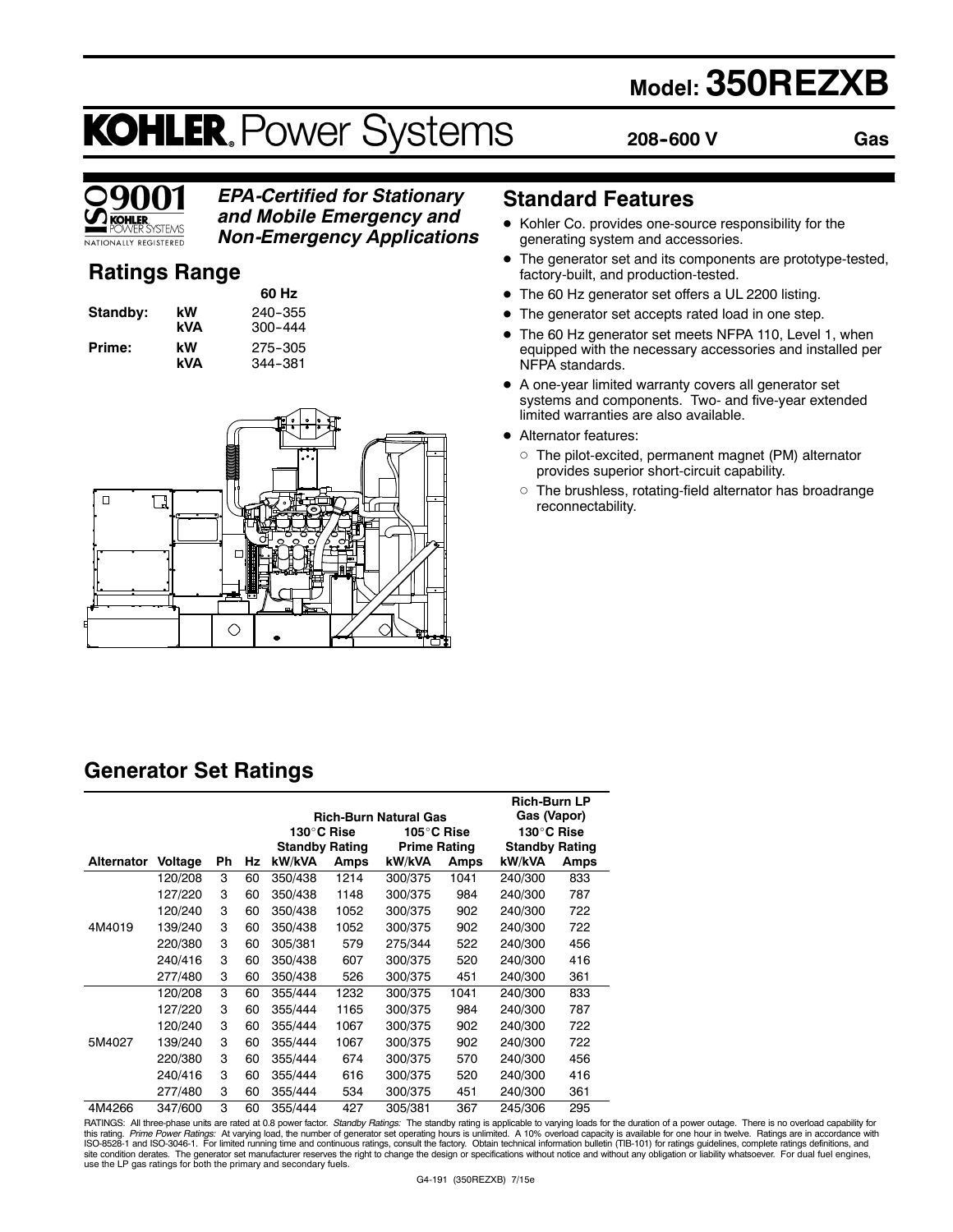# Model: 350REZXB

**KOHLER. Power Systems**

**208-600 V** **Gas**

ISO 9001 KOHLER POWER SYSTEMS NATIONALLY REGISTERED

***EPA-Certified for Stationary and Mobile Emergency and Non-Emergency Applications***

## Ratings Range

| | | 60 Hz |
|---|---|---|
| **Standby:** | **kW** | 240-355 |
| | **kVA** | 300-444 |
| **Prime:** | **kW** | 275-305 |
| | **kVA** | 344-381 |

## Standard Features

- Kohler Co. provides one-source responsibility for the generating system and accessories.
- The generator set and its components are prototype-tested, factory-built, and production-tested.
- The 60 Hz generator set offers a UL 2200 listing.
- The generator set accepts rated load in one step.
- The 60 Hz generator set meets NFPA 110, Level 1, when equipped with the necessary accessories and installed per NFPA standards.
- A one-year limited warranty covers all generator set systems and components. Two- and five-year extended limited warranties are also available.
- Alternator features:
  - The pilot-excited, permanent magnet (PM) alternator provides superior short-circuit capability.
  - The brushless, rotating-field alternator has broadrange reconnectability.

## Generator Set Ratings

| | | | | Rich-Burn Natural Gas | | | | Rich-Burn LP Gas (Vapor) | |
|---|---|---|---|---|---|---|---|---|---|
| | | | | 130°C Rise Standby Rating | | 105°C Rise Prime Rating | | 130°C Rise Standby Rating | |
| **Alternator** | **Voltage** | **Ph** | **Hz** | **kW/kVA** | **Amps** | **kW/kVA** | **Amps** | **kW/kVA** | **Amps** |
| 4M4019 | 120/208 | 3 | 60 | 350/438 | 1214 | 300/375 | 1041 | 240/300 | 833 |
| | 127/220 | 3 | 60 | 350/438 | 1148 | 300/375 | 984 | 240/300 | 787 |
| | 120/240 | 3 | 60 | 350/438 | 1052 | 300/375 | 902 | 240/300 | 722 |
| | 139/240 | 3 | 60 | 350/438 | 1052 | 300/375 | 902 | 240/300 | 722 |
| | 220/380 | 3 | 60 | 305/381 | 579 | 275/344 | 522 | 240/300 | 456 |
| | 240/416 | 3 | 60 | 350/438 | 607 | 300/375 | 520 | 240/300 | 416 |
| | 277/480 | 3 | 60 | 350/438 | 526 | 300/375 | 451 | 240/300 | 361 |
| 5M4027 | 120/208 | 3 | 60 | 355/444 | 1232 | 300/375 | 1041 | 240/300 | 833 |
| | 127/220 | 3 | 60 | 355/444 | 1165 | 300/375 | 984 | 240/300 | 787 |
| | 120/240 | 3 | 60 | 355/444 | 1067 | 300/375 | 902 | 240/300 | 722 |
| | 139/240 | 3 | 60 | 355/444 | 1067 | 300/375 | 902 | 240/300 | 722 |
| | 220/380 | 3 | 60 | 355/444 | 674 | 300/375 | 570 | 240/300 | 456 |
| | 240/416 | 3 | 60 | 355/444 | 616 | 300/375 | 520 | 240/300 | 416 |
| | 277/480 | 3 | 60 | 355/444 | 534 | 300/375 | 451 | 240/300 | 361 |
| 4M4266 | 347/600 | 3 | 60 | 355/444 | 427 | 305/381 | 367 | 245/306 | 295 |

RATINGS: All three-phase units are rated at 0.8 power factor. *Standby Ratings:* The standby rating is applicable to varying loads for the duration of a power outage. There is no overload capability for this rating. *Prime Power Ratings:* At varying load, the number of generator set operating hours is unlimited. A 10% overload capacity is available for one hour in twelve. Ratings are in accordance with ISO-8528-1 and ISO-3046-1. For limited running time and continuous ratings, consult the factory. Obtain technical information bulletin (TIB-101) for ratings guidelines, complete ratings definitions, and site condition derates. The generator set manufacturer reserves the right to change the design or specifications without notice and without any obligation or liability whatsoever. For dual fuel engines, use the LP gas ratings for both the primary and secondary fuels.

G4-191 (350REZXB) 7/15e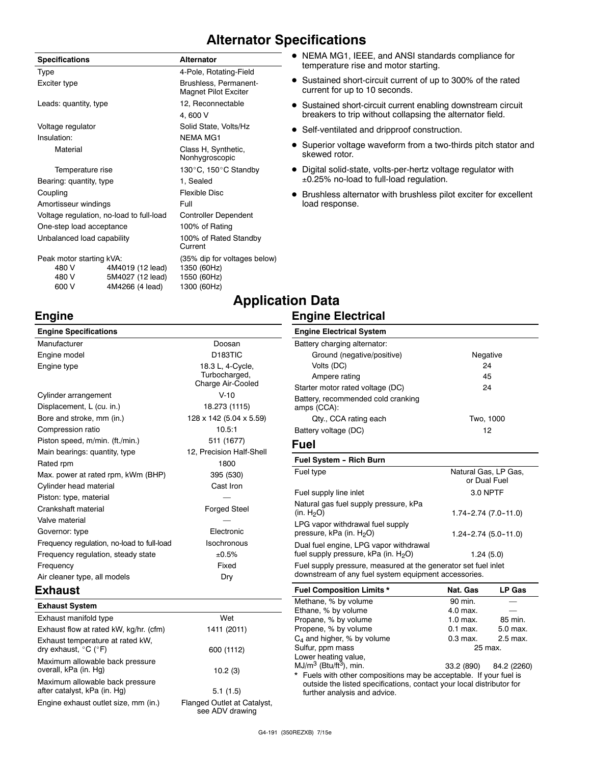# Alternator Specifications

| Specifications | | Alternator |
|---|---|---|
| Type | | 4-Pole, Rotating-Field |
| Exciter type | | Brushless, Permanent-Magnet Pilot Exciter |
| Leads: quantity, type | | 12, Reconnectable |
| | | 4, 600 V |
| Voltage regulator | | Solid State, Volts/Hz |
| Insulation: | | NEMA MG1 |
| Material | | Class H, Synthetic, Nonhygroscopic |
| Temperature rise | | 130°C, 150°C Standby |
| Bearing: quantity, type | | 1, Sealed |
| Coupling | | Flexible Disc |
| Amortisseur windings | | Full |
| Voltage regulation, no-load to full-load | | Controller Dependent |
| One-step load acceptance | | 100% of Rating |
| Unbalanced load capability | | 100% of Rated Standby Current |
| Peak motor starting kVA: | | (35% dip for voltages below) |
| 480 V | 4M4019 (12 lead) | 1350 (60Hz) |
| 480 V | 5M4027 (12 lead) | 1550 (60Hz) |
| 600 V | 4M4266 (4 lead) | 1300 (60Hz) |

- NEMA MG1, IEEE, and ANSI standards compliance for temperature rise and motor starting.
- Sustained short-circuit current of up to 300% of the rated current for up to 10 seconds.
- Sustained short-circuit current enabling downstream circuit breakers to trip without collapsing the alternator field.
- Self-ventilated and dripproof construction.
- Superior voltage waveform from a two-thirds pitch stator and skewed rotor.
- Digital solid-state, volts-per-hertz voltage regulator with ±0.25% no-load to full-load regulation.
- Brushless alternator with brushless pilot exciter for excellent load response.

# Application Data

## Engine

| Engine Specifications | |
|---|---|
| Manufacturer | Doosan |
| Engine model | D183TIC |
| Engine type | 18.3 L, 4-Cycle, Turbocharged, Charge Air-Cooled |
| Cylinder arrangement | V-10 |
| Displacement, L (cu. in.) | 18.273 (1115) |
| Bore and stroke, mm (in.) | 128 x 142 (5.04 x 5.59) |
| Compression ratio | 10.5:1 |
| Piston speed, m/min. (ft./min.) | 511 (1677) |
| Main bearings: quantity, type | 12, Precision Half-Shell |
| Rated rpm | 1800 |
| Max. power at rated rpm, kWm (BHP) | 395 (530) |
| Cylinder head material | Cast Iron |
| Piston: type, material | — |
| Crankshaft material | Forged Steel |
| Valve material | — |
| Governor: type | Electronic |
| Frequency regulation, no-load to full-load | Isochronous |
| Frequency regulation, steady state | ±0.5% |
| Frequency | Fixed |
| Air cleaner type, all models | Dry |

## Exhaust

| Exhaust System | |
|---|---|
| Exhaust manifold type | Wet |
| Exhaust flow at rated kW, kg/hr. (cfm) | 1411 (2011) |
| Exhaust temperature at rated kW, dry exhaust, °C (°F) | 600 (1112) |
| Maximum allowable back pressure overall, kPa (in. Hg) | 10.2 (3) |
| Maximum allowable back pressure after catalyst, kPa (in. Hg) | 5.1 (1.5) |
| Engine exhaust outlet size, mm (in.) | Flanged Outlet at Catalyst, see ADV drawing |

## Engine Electrical

| Engine Electrical System | |
|---|---|
| Battery charging alternator: | |
| Ground (negative/positive) | Negative |
| Volts (DC) | 24 |
| Ampere rating | 45 |
| Starter motor rated voltage (DC) | 24 |
| Battery, recommended cold cranking amps (CCA): | |
| Qty., CCA rating each | Two, 1000 |
| Battery voltage (DC) | 12 |

## Fuel

| Fuel System - Rich Burn | |
|---|---|
| Fuel type | Natural Gas, LP Gas, or Dual Fuel |
| Fuel supply line inlet | 3.0 NPTF |
| Natural gas fuel supply pressure, kPa (in. $H_2O$) | 1.74-2.74 (7.0-11.0) |
| LPG vapor withdrawal fuel supply pressure, kPa (in. $H_2O$) | 1.24-2.74 (5.0-11.0) |
| Dual fuel engine, LPG vapor withdrawal fuel supply pressure, kPa (in. $H_2O$) | 1.24 (5.0) |

Fuel supply pressure, measured at the generator set fuel inlet downstream of any fuel system equipment accessories.

| Fuel Composition Limits * | Nat. Gas | LP Gas |
|---|---|---|
| Methane, % by volume | 90 min. | — |
| Ethane, % by volume | 4.0 max. | — |
| Propane, % by volume | 1.0 max. | 85 min. |
| Propene, % by volume | 0.1 max. | 5.0 max. |
| $C_4$ and higher, % by volume | 0.3 max. | 2.5 max. |
| Sulfur, ppm mass | 25 max. | |
| Lower heating value, MJ/$m^3$ (Btu/$ft^3$), min. | 33.2 (890) | 84.2 (2260) |

\* Fuels with other compositions may be acceptable. If your fuel is outside the listed specifications, contact your local distributor for further analysis and advice.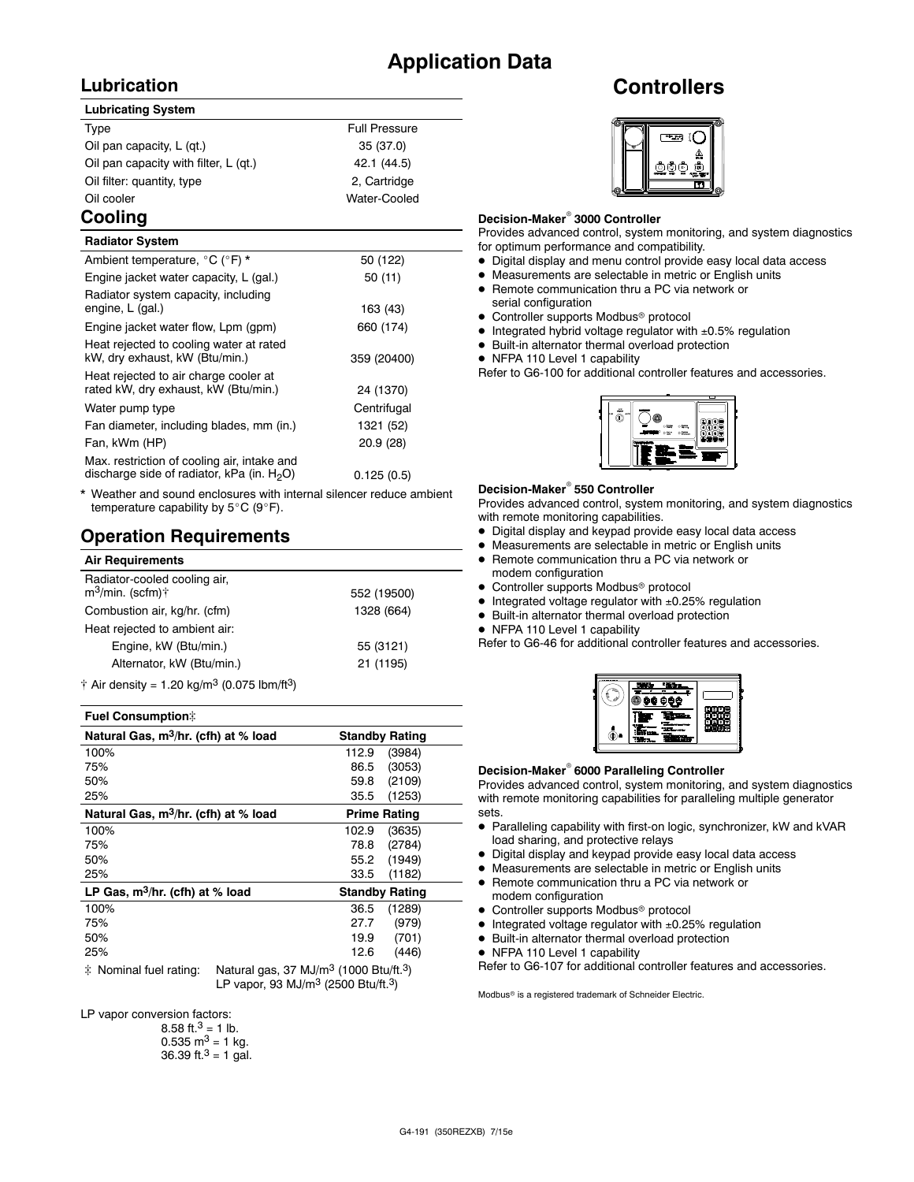# Application Data

## Lubrication

| Lubricating System | |
|---|---|
| Type | Full Pressure |
| Oil pan capacity, L (qt.) | 35 (37.0) |
| Oil pan capacity with filter, L (qt.) | 42.1 (44.5) |
| Oil filter: quantity, type | 2, Cartridge |
| Oil cooler | Water-Cooled |

## Cooling

| Radiator System | |
|---|---|
| Ambient temperature, °C (°F) * | 50 (122) |
| Engine jacket water capacity, L (gal.) | 50 (11) |
| Radiator system capacity, including engine, L (gal.) | 163 (43) |
| Engine jacket water flow, Lpm (gpm) | 660 (174) |
| Heat rejected to cooling water at rated kW, dry exhaust, kW (Btu/min.) | 359 (20400) |
| Heat rejected to air charge cooler at rated kW, dry exhaust, kW (Btu/min.) | 24 (1370) |
| Water pump type | Centrifugal |
| Fan diameter, including blades, mm (in.) | 1321 (52) |
| Fan, kWm (HP) | 20.9 (28) |
| Max. restriction of cooling air, intake and discharge side of radiator, kPa (in. $H_2O$) | 0.125 (0.5) |

* Weather and sound enclosures with internal silencer reduce ambient temperature capability by 5°C (9°F).

## Operation Requirements

| Air Requirements | |
|---|---|
| Radiator-cooled cooling air, $m^3$/min. (scfm)† | 552 (19500) |
| Combustion air, kg/hr. (cfm) | 1328 (664) |
| Heat rejected to ambient air: | |
| Engine, kW (Btu/min.) | 55 (3121) |
| Alternator, kW (Btu/min.) | 21 (1195) |

† Air density = 1.20 kg/$m^3$ (0.075 lbm/$ft^3$)

| Fuel Consumption‡ | |
|---|---|
| **Natural Gas, $m^3$/hr. (cfh) at % load** | **Standby Rating** |
| 100% | 112.9 (3984) |
| 75% | 86.5 (3053) |
| 50% | 59.8 (2109) |
| 25% | 35.5 (1253) |
| **Natural Gas, $m^3$/hr. (cfh) at % load** | **Prime Rating** |
| 100% | 102.9 (3635) |
| 75% | 78.8 (2784) |
| 50% | 55.2 (1949) |
| 25% | 33.5 (1182) |
| **LP Gas, $m^3$/hr. (cfh) at % load** | **Standby Rating** |
| 100% | 36.5 (1289) |
| 75% | 27.7 (979) |
| 50% | 19.9 (701) |
| 25% | 12.6 (446) |

‡ Nominal fuel rating: Natural gas, 37 MJ/$m^3$ (1000 Btu/ft.$^3$)
LP vapor, 93 MJ/$m^3$ (2500 Btu/ft.$^3$)

LP vapor conversion factors:
8.58 ft.$^3$ = 1 lb.
0.535 $m^3$ = 1 kg.
36.39 ft.$^3$ = 1 gal.

# Controllers

**Decision-Maker® 3000 Controller**

Provides advanced control, system monitoring, and system diagnostics for optimum performance and compatibility.

- Digital display and menu control provide easy local data access
- Measurements are selectable in metric or English units
- Remote communication thru a PC via network or serial configuration
- Controller supports Modbus® protocol
- Integrated hybrid voltage regulator with ±0.5% regulation
- Built-in alternator thermal overload protection
- NFPA 110 Level 1 capability

Refer to G6-100 for additional controller features and accessories.

**Decision-Maker® 550 Controller**

Provides advanced control, system monitoring, and system diagnostics with remote monitoring capabilities.

- Digital display and keypad provide easy local data access
- Measurements are selectable in metric or English units
- Remote communication thru a PC via network or modem configuration
- Controller supports Modbus® protocol
- Integrated voltage regulator with ±0.25% regulation
- Built-in alternator thermal overload protection
- NFPA 110 Level 1 capability

Refer to G6-46 for additional controller features and accessories.

**Decision-Maker® 6000 Paralleling Controller**

Provides advanced control, system monitoring, and system diagnostics with remote monitoring capabilities for paralleling multiple generator sets.

- Paralleling capability with first-on logic, synchronizer, kW and kVAR load sharing, and protective relays
- Digital display and keypad provide easy local data access
- Measurements are selectable in metric or English units
- Remote communication thru a PC via network or modem configuration
- Controller supports Modbus® protocol
- Integrated voltage regulator with ±0.25% regulation
- Built-in alternator thermal overload protection
- NFPA 110 Level 1 capability

Refer to G6-107 for additional controller features and accessories.

Modbus® is a registered trademark of Schneider Electric.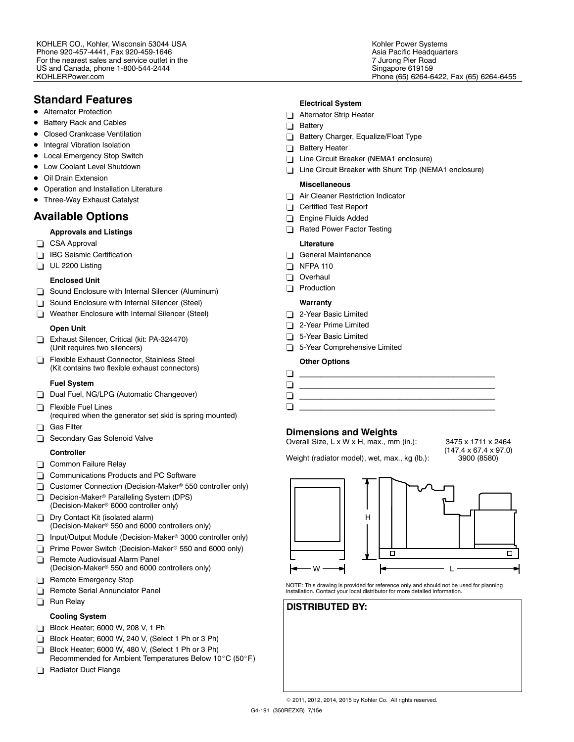KOHLER CO., Kohler, Wisconsin 53044 USA
Phone 920-457-4441, Fax 920-459-1646
For the nearest sales and service outlet in the US and Canada, phone 1-800-544-2444
KOHLERPower.com

Kohler Power Systems
Asia Pacific Headquarters
7 Jurong Pier Road
Singapore 619159
Phone (65) 6264-6422, Fax (65) 6264-6455

## Standard Features

- Alternator Protection
- Battery Rack and Cables
- Closed Crankcase Ventilation
- Integral Vibration Isolation
- Local Emergency Stop Switch
- Low Coolant Level Shutdown
- Oil Drain Extension
- Operation and Installation Literature
- Three-Way Exhaust Catalyst

## Available Options

**Approvals and Listings**

- ❑ CSA Approval
- ❑ IBC Seismic Certification
- ❑ UL 2200 Listing

**Enclosed Unit**

- ❑ Sound Enclosure with Internal Silencer (Aluminum)
- ❑ Sound Enclosure with Internal Silencer (Steel)
- ❑ Weather Enclosure with Internal Silencer (Steel)

**Open Unit**

- ❑ Exhaust Silencer, Critical (kit: PA-324470) (Unit requires two silencers)
- ❑ Flexible Exhaust Connector, Stainless Steel (Kit contains two flexible exhaust connectors)

**Fuel System**

- ❑ Dual Fuel, NG/LPG (Automatic Changeover)
- ❑ Flexible Fuel Lines (required when the generator set skid is spring mounted)
- ❑ Gas Filter
- ❑ Secondary Gas Solenoid Valve

**Controller**

- ❑ Common Failure Relay
- ❑ Communications Products and PC Software
- ❑ Customer Connection (Decision-Maker® 550 controller only)
- ❑ Decision-Maker® Paralleling System (DPS) (Decision-Maker® 6000 controller only)
- ❑ Dry Contact Kit (isolated alarm) (Decision-Maker® 550 and 6000 controllers only)
- ❑ Input/Output Module (Decision-Maker® 3000 controller only)
- ❑ Prime Power Switch (Decision-Maker® 550 and 6000 only)
- ❑ Remote Audiovisual Alarm Panel (Decision-Maker® 550 and 6000 controllers only)
- ❑ Remote Emergency Stop
- ❑ Remote Serial Annunciator Panel
- ❑ Run Relay

**Cooling System**

- ❑ Block Heater; 6000 W, 208 V, 1 Ph
- ❑ Block Heater; 6000 W, 240 V, (Select 1 Ph or 3 Ph)
- ❑ Block Heater; 6000 W, 480 V, (Select 1 Ph or 3 Ph) Recommended for Ambient Temperatures Below 10°C (50°F)
- ❑ Radiator Duct Flange

**Electrical System**

- ❑ Alternator Strip Heater
- ❑ Battery
- ❑ Battery Charger, Equalize/Float Type
- ❑ Battery Heater
- ❑ Line Circuit Breaker (NEMA1 enclosure)
- ❑ Line Circuit Breaker with Shunt Trip (NEMA1 enclosure)

**Miscellaneous**

- ❑ Air Cleaner Restriction Indicator
- ❑ Certified Test Report
- ❑ Engine Fluids Added
- ❑ Rated Power Factor Testing

**Literature**

- ❑ General Maintenance
- ❑ NFPA 110
- ❑ Overhaul
- ❑ Production

**Warranty**

- ❑ 2-Year Basic Limited
- ❑ 2-Year Prime Limited
- ❑ 5-Year Basic Limited
- ❑ 5-Year Comprehensive Limited

**Other Options**

- ❑ ____________________________________________
- ❑ ____________________________________________
- ❑ ____________________________________________
- ❑ ____________________________________________

## Dimensions and Weights

| | |
|---|---|
| Overall Size, L x W x H, max., mm (in.): | 3475 x 1711 x 2464 (147.4 x 67.4 x 97.0) |
| Weight (radiator model), wet, max., kg (lb.): | 3900 (8580) |

H

W

L

NOTE: This drawing is provided for reference only and should not be used for planning installation. Contact your local distributor for more detailed information.

**DISTRIBUTED BY:**

© 2011, 2012, 2014, 2015 by Kohler Co. All rights reserved.

G4-191 (350REZXB) 7/15e